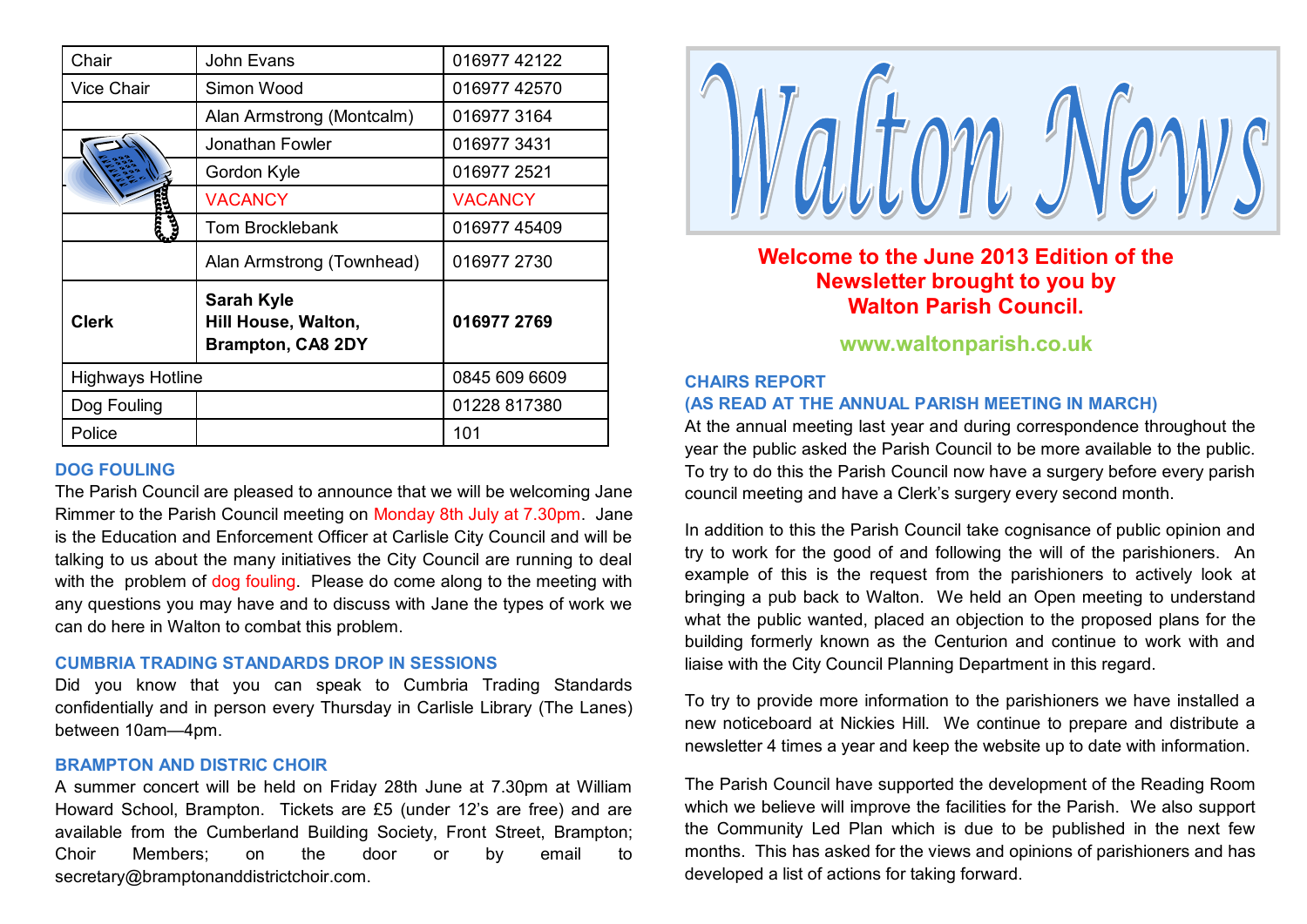| Chair | John Evans | 016977 42122 |
|---|---|---|
| Vice Chair | Simon Wood | 016977 42570 |
| | Alan Armstrong (Montcalm) | 016977 3164 |
| | Jonathan Fowler | 016977 3431 |
| | Gordon Kyle | 016977 2521 |
| | VACANCY | VACANCY |
| | Tom Brocklebank | 016977 45409 |
| | Alan Armstrong (Townhead) | 016977 2730 |
| **Clerk** | **Sarah Kyle Hill House, Walton, Brampton, CA8 2DY** | **016977 2769** |
| Highways Hotline | | 0845 609 6609 |
| Dog Fouling | | 01228 817380 |
| Police | | 101 |

### DOG FOULING

The Parish Council are pleased to announce that we will be welcoming Jane Rimmer to the Parish Council meeting on Monday 8th July at 7.30pm. Jane is the Education and Enforcement Officer at Carlisle City Council and will be talking to us about the many initiatives the City Council are running to deal with the problem of dog fouling. Please do come along to the meeting with any questions you may have and to discuss with Jane the types of work we can do here in Walton to combat this problem.

### CUMBRIA TRADING STANDARDS DROP IN SESSIONS

Did you know that you can speak to Cumbria Trading Standards confidentially and in person every Thursday in Carlisle Library (The Lanes) between 10am—4pm.

### BRAMPTON AND DISTRIC CHOIR

A summer concert will be held on Friday 28th June at 7.30pm at William Howard School, Brampton. Tickets are £5 (under 12's are free) and are available from the Cumberland Building Society, Front Street, Brampton; Choir Members; on the door or by email to secretary@bramptonanddistrictchoir.com.

# Walton News

**Welcome to the June 2013 Edition of the Newsletter brought to you by Walton Parish Council.**

**www.waltonparish.co.uk**

### CHAIRS REPORT
### (AS READ AT THE ANNUAL PARISH MEETING IN MARCH)

At the annual meeting last year and during correspondence throughout the year the public asked the Parish Council to be more available to the public. To try to do this the Parish Council now have a surgery before every parish council meeting and have a Clerk's surgery every second month.

In addition to this the Parish Council take cognisance of public opinion and try to work for the good of and following the will of the parishioners. An example of this is the request from the parishioners to actively look at bringing a pub back to Walton. We held an Open meeting to understand what the public wanted, placed an objection to the proposed plans for the building formerly known as the Centurion and continue to work with and liaise with the City Council Planning Department in this regard.

To try to provide more information to the parishioners we have installed a new noticeboard at Nickies Hill. We continue to prepare and distribute a newsletter 4 times a year and keep the website up to date with information.

The Parish Council have supported the development of the Reading Room which we believe will improve the facilities for the Parish. We also support the Community Led Plan which is due to be published in the next few months. This has asked for the views and opinions of parishioners and has developed a list of actions for taking forward.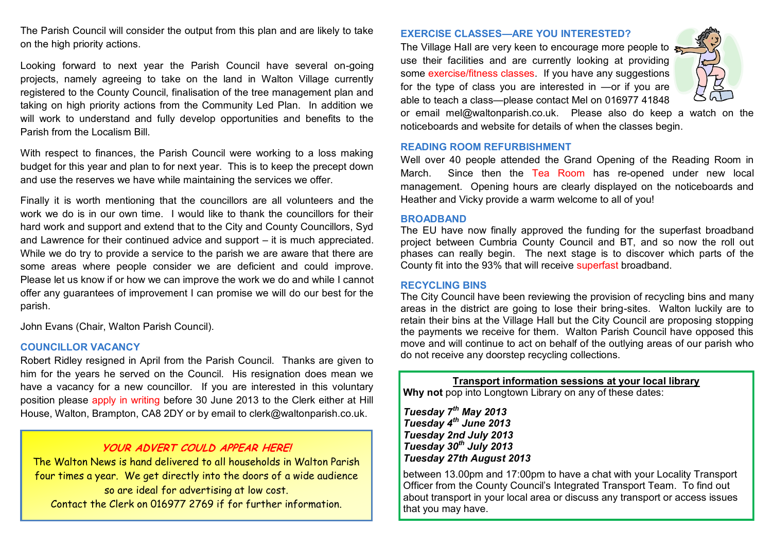The Parish Council will consider the output from this plan and are likely to take on the high priority actions.

Looking forward to next year the Parish Council have several on-going projects, namely agreeing to take on the land in Walton Village currently registered to the County Council, finalisation of the tree management plan and taking on high priority actions from the Community Led Plan. In addition we will work to understand and fully develop opportunities and benefits to the Parish from the Localism Bill.

With respect to finances, the Parish Council were working to a loss making budget for this year and plan to for next year. This is to keep the precept down and use the reserves we have while maintaining the services we offer.

Finally it is worth mentioning that the councillors are all volunteers and the work we do is in our own time. I would like to thank the councillors for their hard work and support and extend that to the City and County Councillors, Syd and Lawrence for their continued advice and support – it is much appreciated. While we do try to provide a service to the parish we are aware that there are some areas where people consider we are deficient and could improve. Please let us know if or how we can improve the work we do and while I cannot offer any guarantees of improvement I can promise we will do our best for the parish.

John Evans (Chair, Walton Parish Council).

### COUNCILLOR VACANCY

Robert Ridley resigned in April from the Parish Council. Thanks are given to him for the years he served on the Council. His resignation does mean we have a vacancy for a new councillor. If you are interested in this voluntary position please apply in writing before 30 June 2013 to the Clerk either at Hill House, Walton, Brampton, CA8 2DY or by email to clerk@waltonparish.co.uk.

**YOUR ADVERT COULD APPEAR HERE!**

The Walton News is hand delivered to all households in Walton Parish four times a year. We get directly into the doors of a wide audience so are ideal for advertising at low cost.
Contact the Clerk on 016977 2769 if for further information.

### EXERCISE CLASSES—ARE YOU INTERESTED?

The Village Hall are very keen to encourage more people to use their facilities and are currently looking at providing some exercise/fitness classes. If you have any suggestions for the type of class you are interested in —or if you are able to teach a class—please contact Mel on 016977 41848 or email mel@waltonparish.co.uk. Please also do keep a watch on the noticeboards and website for details of when the classes begin.

### READING ROOM REFURBISHMENT

Well over 40 people attended the Grand Opening of the Reading Room in March. Since then the Tea Room has re-opened under new local management. Opening hours are clearly displayed on the noticeboards and Heather and Vicky provide a warm welcome to all of you!

### BROADBAND

The EU have now finally approved the funding for the superfast broadband project between Cumbria County Council and BT, and so now the roll out phases can really begin. The next stage is to discover which parts of the County fit into the 93% that will receive superfast broadband.

### RECYCLING BINS

The City Council have been reviewing the provision of recycling bins and many areas in the district are going to lose their bring-sites. Walton luckily are to retain their bins at the Village Hall but the City Council are proposing stopping the payments we receive for them. Walton Parish Council have opposed this move and will continue to act on behalf of the outlying areas of our parish who do not receive any doorstep recycling collections.

**Transport information sessions at your local library**

**Why not** pop into Longtown Library on any of these dates:

***Tuesday 7th May 2013***
***Tuesday 4th June 2013***
***Tuesday 2nd July 2013***
***Tuesday 30th July 2013***
***Tuesday 27th August 2013***

between 13.00pm and 17:00pm to have a chat with your Locality Transport Officer from the County Council's Integrated Transport Team. To find out about transport in your local area or discuss any transport or access issues that you may have.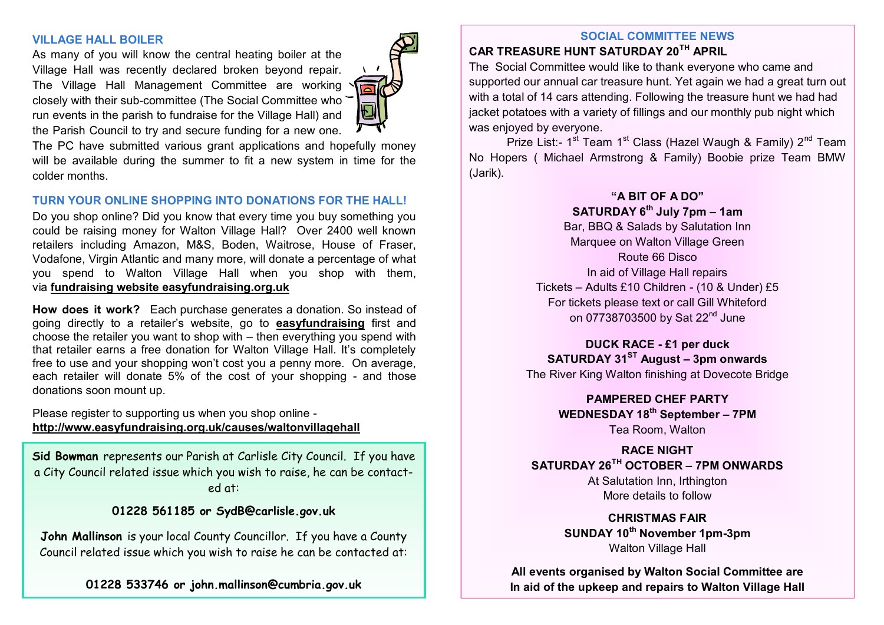## VILLAGE HALL BOILER

As many of you will know the central heating boiler at the Village Hall was recently declared broken beyond repair. The Village Hall Management Committee are working closely with their sub-committee (The Social Committee who run events in the parish to fundraise for the Village Hall) and the Parish Council to try and secure funding for a new one. The PC have submitted various grant applications and hopefully money will be available during the summer to fit a new system in time for the colder months.

## TURN YOUR ONLINE SHOPPING INTO DONATIONS FOR THE HALL!

Do you shop online? Did you know that every time you buy something you could be raising money for Walton Village Hall? Over 2400 well known retailers including Amazon, M&S, Boden, Waitrose, House of Fraser, Vodafone, Virgin Atlantic and many more, will donate a percentage of what you spend to Walton Village Hall when you shop with them, via **fundraising website easyfundraising.org.uk**

**How does it work?** Each purchase generates a donation. So instead of going directly to a retailer's website, go to **easyfundraising** first and choose the retailer you want to shop with – then everything you spend with that retailer earns a free donation for Walton Village Hall. It's completely free to use and your shopping won't cost you a penny more. On average, each retailer will donate 5% of the cost of your shopping - and those donations soon mount up.

Please register to supporting us when you shop online - **http://www.easyfundraising.org.uk/causes/waltonvillagehall**

**Sid Bowman** represents our Parish at Carlisle City Council. If you have a City Council related issue which you wish to raise, he can be contacted at:

**01228 561185 or SydB@carlisle.gov.uk**

**John Mallinson** is your local County Councillor. If you have a County Council related issue which you wish to raise he can be contacted at:

**01228 533746 or john.mallinson@cumbria.gov.uk**

## SOCIAL COMMITTEE NEWS

### CAR TREASURE HUNT SATURDAY 20TH APRIL

The Social Committee would like to thank everyone who came and supported our annual car treasure hunt. Yet again we had a great turn out with a total of 14 cars attending. Following the treasure hunt we had had jacket potatoes with a variety of fillings and our monthly pub night which was enjoyed by everyone.

Prize List:- 1st Team 1st Class (Hazel Waugh & Family) 2nd Team No Hopers ( Michael Armstrong & Family) Boobie prize Team BMW (Jarik).

**"A BIT OF A DO"**
**SATURDAY 6th July 7pm – 1am**
Bar, BBQ & Salads by Salutation Inn
Marquee on Walton Village Green
Route 66 Disco
In aid of Village Hall repairs
Tickets – Adults £10 Children - (10 & Under) £5
For tickets please text or call Gill Whiteford
on 07738703500 by Sat 22nd June

**DUCK RACE - £1 per duck**
**SATURDAY 31ST August – 3pm onwards**
The River King Walton finishing at Dovecote Bridge

**PAMPERED CHEF PARTY**
**WEDNESDAY 18th September – 7PM**
Tea Room, Walton

**RACE NIGHT**
**SATURDAY 26TH OCTOBER – 7PM ONWARDS**
At Salutation Inn, Irthington
More details to follow

**CHRISTMAS FAIR**
**SUNDAY 10th November 1pm-3pm**
Walton Village Hall

**All events organised by Walton Social Committee are In aid of the upkeep and repairs to Walton Village Hall**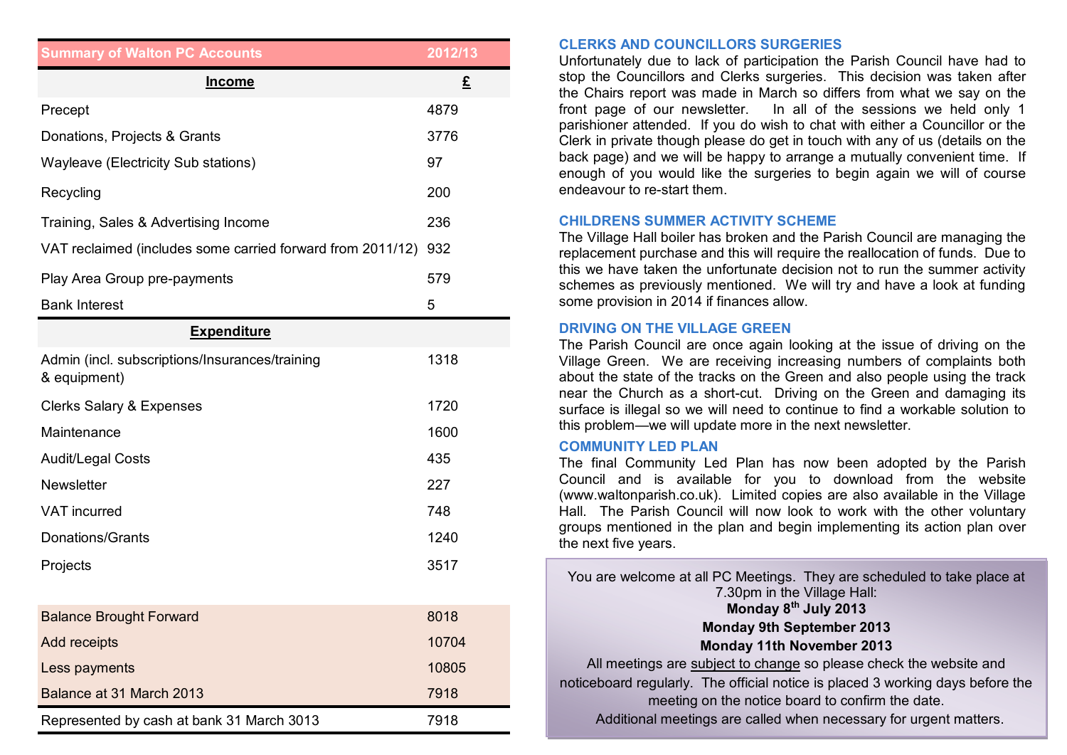| Summary of Walton PC Accounts | 2012/13 |
| --- | --- |
| **Income** | **£** |
| Precept | 4879 |
| Donations, Projects & Grants | 3776 |
| Wayleave (Electricity Sub stations) | 97 |
| Recycling | 200 |
| Training, Sales & Advertising Income | 236 |
| VAT reclaimed (includes some carried forward from 2011/12) | 932 |
| Play Area Group pre-payments | 579 |
| Bank Interest | 5 |
| **Expenditure** | |
| Admin (incl. subscriptions/Insurances/training & equipment) | 1318 |
| Clerks Salary & Expenses | 1720 |
| Maintenance | 1600 |
| Audit/Legal Costs | 435 |
| Newsletter | 227 |
| VAT incurred | 748 |
| Donations/Grants | 1240 |
| Projects | 3517 |
| | |
| Balance Brought Forward | 8018 |
| Add receipts | 10704 |
| Less payments | 10805 |
| Balance at 31 March 2013 | 7918 |
| Represented by cash at bank 31 March 3013 | 7918 |

## CLERKS AND COUNCILLORS SURGERIES

Unfortunately due to lack of participation the Parish Council have had to stop the Councillors and Clerks surgeries. This decision was taken after the Chairs report was made in March so differs from what we say on the front page of our newsletter. In all of the sessions we held only 1 parishioner attended. If you do wish to chat with either a Councillor or the Clerk in private though please do get in touch with any of us (details on the back page) and we will be happy to arrange a mutually convenient time. If enough of you would like the surgeries to begin again we will of course endeavour to re-start them.

## CHILDRENS SUMMER ACTIVITY SCHEME

The Village Hall boiler has broken and the Parish Council are managing the replacement purchase and this will require the reallocation of funds. Due to this we have taken the unfortunate decision not to run the summer activity schemes as previously mentioned. We will try and have a look at funding some provision in 2014 if finances allow.

## DRIVING ON THE VILLAGE GREEN

The Parish Council are once again looking at the issue of driving on the Village Green. We are receiving increasing numbers of complaints both about the state of the tracks on the Green and also people using the track near the Church as a short-cut. Driving on the Green and damaging its surface is illegal so we will need to continue to find a workable solution to this problem—we will update more in the next newsletter.

## COMMUNITY LED PLAN

The final Community Led Plan has now been adopted by the Parish Council and is available for you to download from the website (www.waltonparish.co.uk). Limited copies are also available in the Village Hall. The Parish Council will now look to work with the other voluntary groups mentioned in the plan and begin implementing its action plan over the next five years.

You are welcome at all PC Meetings. They are scheduled to take place at 7.30pm in the Village Hall:

**Monday 8th July 2013**

**Monday 9th September 2013**

**Monday 11th November 2013**

All meetings are subject to change so please check the website and noticeboard regularly. The official notice is placed 3 working days before the meeting on the notice board to confirm the date.

Additional meetings are called when necessary for urgent matters.